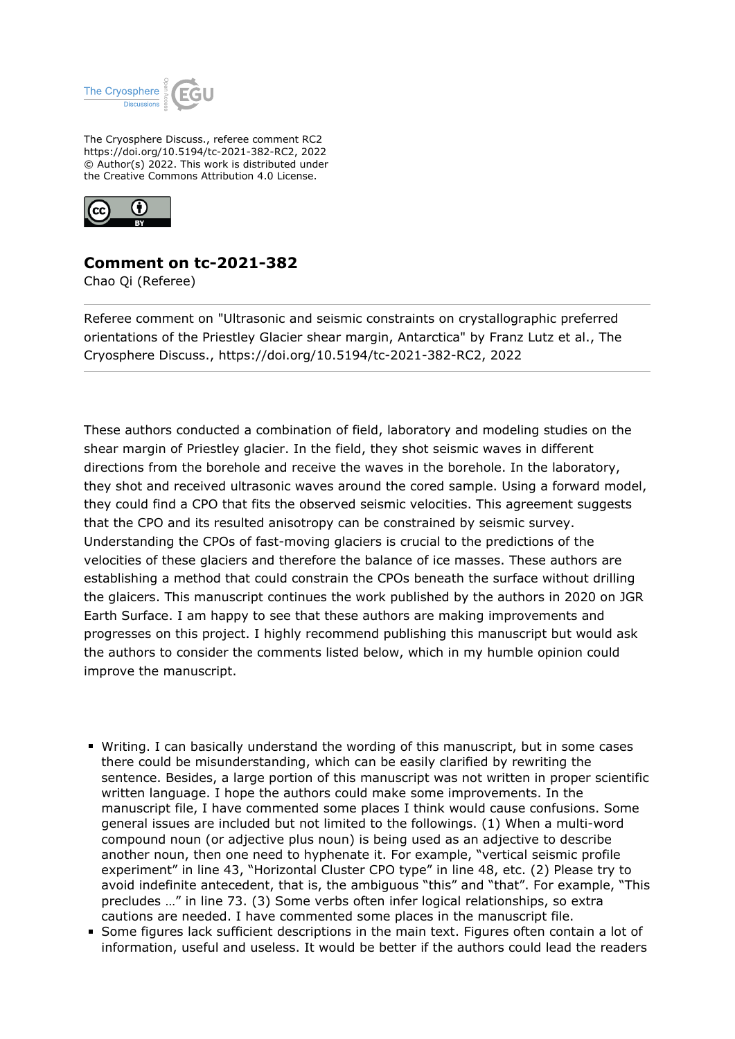The Cryosphere Discuss., referee comment RC2
https://doi.org/10.5194/tc-2021-382-RC2, 2022
© Author(s) 2022. This work is distributed under
the Creative Commons Attribution 4.0 License.

## Comment on tc-2021-382

Chao Qi (Referee)

Referee comment on "Ultrasonic and seismic constraints on crystallographic preferred orientations of the Priestley Glacier shear margin, Antarctica" by Franz Lutz et al., The Cryosphere Discuss., https://doi.org/10.5194/tc-2021-382-RC2, 2022

These authors conducted a combination of field, laboratory and modeling studies on the shear margin of Priestley glacier. In the field, they shot seismic waves in different directions from the borehole and receive the waves in the borehole. In the laboratory, they shot and received ultrasonic waves around the cored sample. Using a forward model, they could find a CPO that fits the observed seismic velocities. This agreement suggests that the CPO and its resulted anisotropy can be constrained by seismic survey. Understanding the CPOs of fast-moving glaciers is crucial to the predictions of the velocities of these glaciers and therefore the balance of ice masses. These authors are establishing a method that could constrain the CPOs beneath the surface without drilling the glaicers. This manuscript continues the work published by the authors in 2020 on JGR Earth Surface. I am happy to see that these authors are making improvements and progresses on this project. I highly recommend publishing this manuscript but would ask the authors to consider the comments listed below, which in my humble opinion could improve the manuscript.

- Writing. I can basically understand the wording of this manuscript, but in some cases there could be misunderstanding, which can be easily clarified by rewriting the sentence. Besides, a large portion of this manuscript was not written in proper scientific written language. I hope the authors could make some improvements. In the manuscript file, I have commented some places I think would cause confusions. Some general issues are included but not limited to the followings. (1) When a multi-word compound noun (or adjective plus noun) is being used as an adjective to describe another noun, then one need to hyphenate it. For example, "vertical seismic profile experiment" in line 43, "Horizontal Cluster CPO type" in line 48, etc. (2) Please try to avoid indefinite antecedent, that is, the ambiguous "this" and "that". For example, "This precludes …" in line 73. (3) Some verbs often infer logical relationships, so extra cautions are needed. I have commented some places in the manuscript file.
- Some figures lack sufficient descriptions in the main text. Figures often contain a lot of information, useful and useless. It would be better if the authors could lead the readers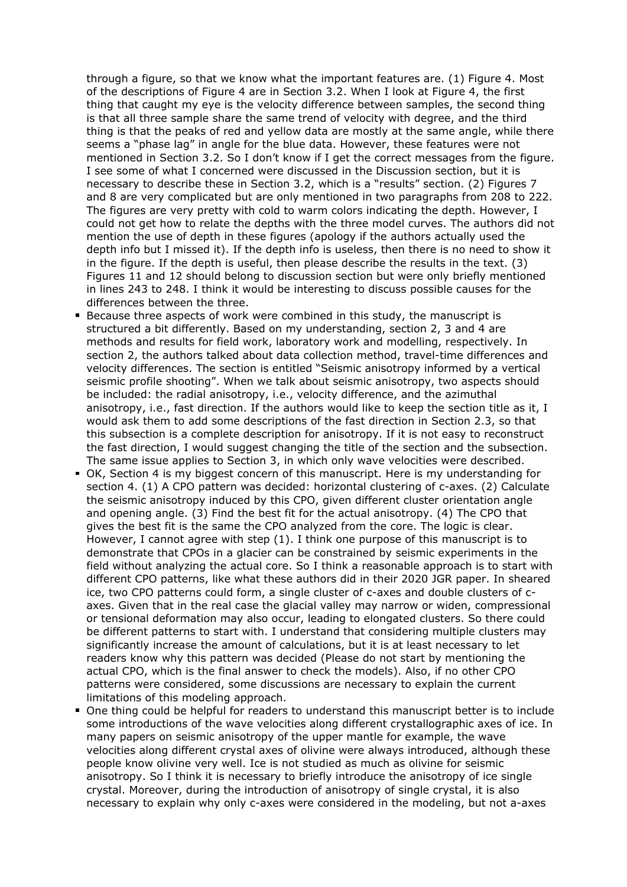through a figure, so that we know what the important features are. (1) Figure 4. Most of the descriptions of Figure 4 are in Section 3.2. When I look at Figure 4, the first thing that caught my eye is the velocity difference between samples, the second thing is that all three sample share the same trend of velocity with degree, and the third thing is that the peaks of red and yellow data are mostly at the same angle, while there seems a "phase lag" in angle for the blue data. However, these features were not mentioned in Section 3.2. So I don't know if I get the correct messages from the figure. I see some of what I concerned were discussed in the Discussion section, but it is necessary to describe these in Section 3.2, which is a "results" section. (2) Figures 7 and 8 are very complicated but are only mentioned in two paragraphs from 208 to 222. The figures are very pretty with cold to warm colors indicating the depth. However, I could not get how to relate the depths with the three model curves. The authors did not mention the use of depth in these figures (apology if the authors actually used the depth info but I missed it). If the depth info is useless, then there is no need to show it in the figure. If the depth is useful, then please describe the results in the text. (3) Figures 11 and 12 should belong to discussion section but were only briefly mentioned in lines 243 to 248. I think it would be interesting to discuss possible causes for the differences between the three.

- Because three aspects of work were combined in this study, the manuscript is structured a bit differently. Based on my understanding, section 2, 3 and 4 are methods and results for field work, laboratory work and modelling, respectively. In section 2, the authors talked about data collection method, travel-time differences and velocity differences. The section is entitled "Seismic anisotropy informed by a vertical seismic profile shooting". When we talk about seismic anisotropy, two aspects should be included: the radial anisotropy, i.e., velocity difference, and the azimuthal anisotropy, i.e., fast direction. If the authors would like to keep the section title as it, I would ask them to add some descriptions of the fast direction in Section 2.3, so that this subsection is a complete description for anisotropy. If it is not easy to reconstruct the fast direction, I would suggest changing the title of the section and the subsection. The same issue applies to Section 3, in which only wave velocities were described.
- OK, Section 4 is my biggest concern of this manuscript. Here is my understanding for section 4. (1) A CPO pattern was decided: horizontal clustering of c-axes. (2) Calculate the seismic anisotropy induced by this CPO, given different cluster orientation angle and opening angle. (3) Find the best fit for the actual anisotropy. (4) The CPO that gives the best fit is the same the CPO analyzed from the core. The logic is clear. However, I cannot agree with step (1). I think one purpose of this manuscript is to demonstrate that CPOs in a glacier can be constrained by seismic experiments in the field without analyzing the actual core. So I think a reasonable approach is to start with different CPO patterns, like what these authors did in their 2020 JGR paper. In sheared ice, two CPO patterns could form, a single cluster of c-axes and double clusters of c-axes. Given that in the real case the glacial valley may narrow or widen, compressional or tensional deformation may also occur, leading to elongated clusters. So there could be different patterns to start with. I understand that considering multiple clusters may significantly increase the amount of calculations, but it is at least necessary to let readers know why this pattern was decided (Please do not start by mentioning the actual CPO, which is the final answer to check the models). Also, if no other CPO patterns were considered, some discussions are necessary to explain the current limitations of this modeling approach.
- One thing could be helpful for readers to understand this manuscript better is to include some introductions of the wave velocities along different crystallographic axes of ice. In many papers on seismic anisotropy of the upper mantle for example, the wave velocities along different crystal axes of olivine were always introduced, although these people know olivine very well. Ice is not studied as much as olivine for seismic anisotropy. So I think it is necessary to briefly introduce the anisotropy of ice single crystal. Moreover, during the introduction of anisotropy of single crystal, it is also necessary to explain why only c-axes were considered in the modeling, but not a-axes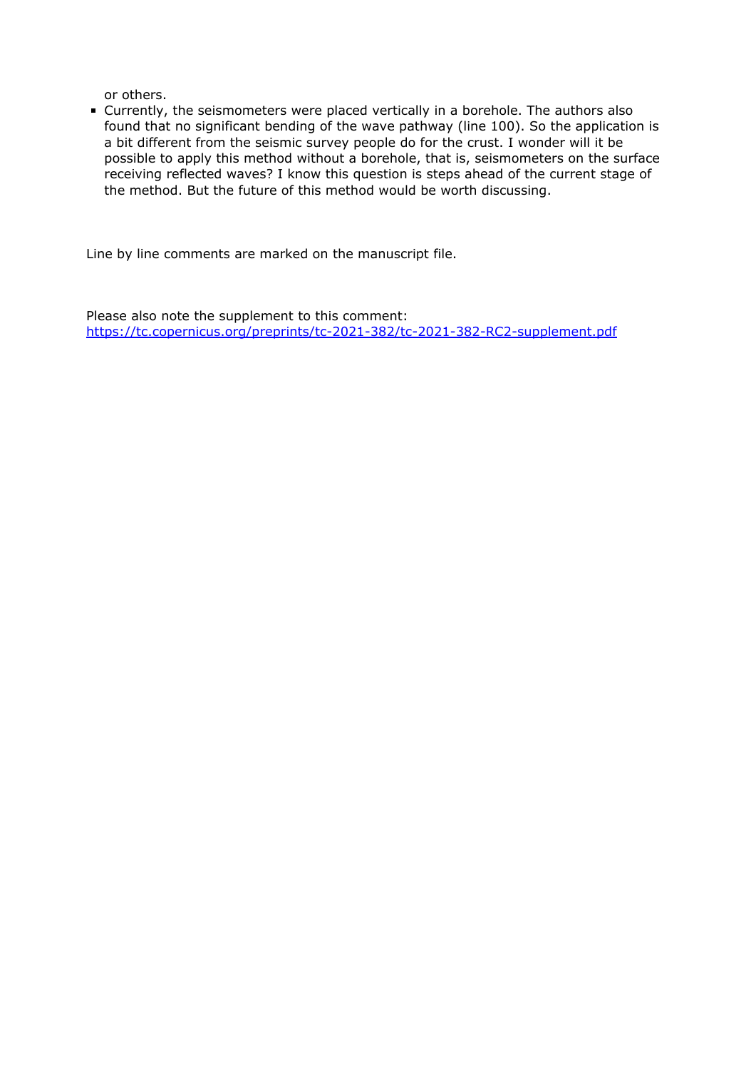or others.

- Currently, the seismometers were placed vertically in a borehole. The authors also found that no significant bending of the wave pathway (line 100). So the application is a bit different from the seismic survey people do for the crust. I wonder will it be possible to apply this method without a borehole, that is, seismometers on the surface receiving reflected waves? I know this question is steps ahead of the current stage of the method. But the future of this method would be worth discussing.

Line by line comments are marked on the manuscript file.

Please also note the supplement to this comment:
[https://tc.copernicus.org/preprints/tc-2021-382/tc-2021-382-RC2-supplement.pdf](https://tc.copernicus.org/preprints/tc-2021-382/tc-2021-382-RC2-supplement.pdf)